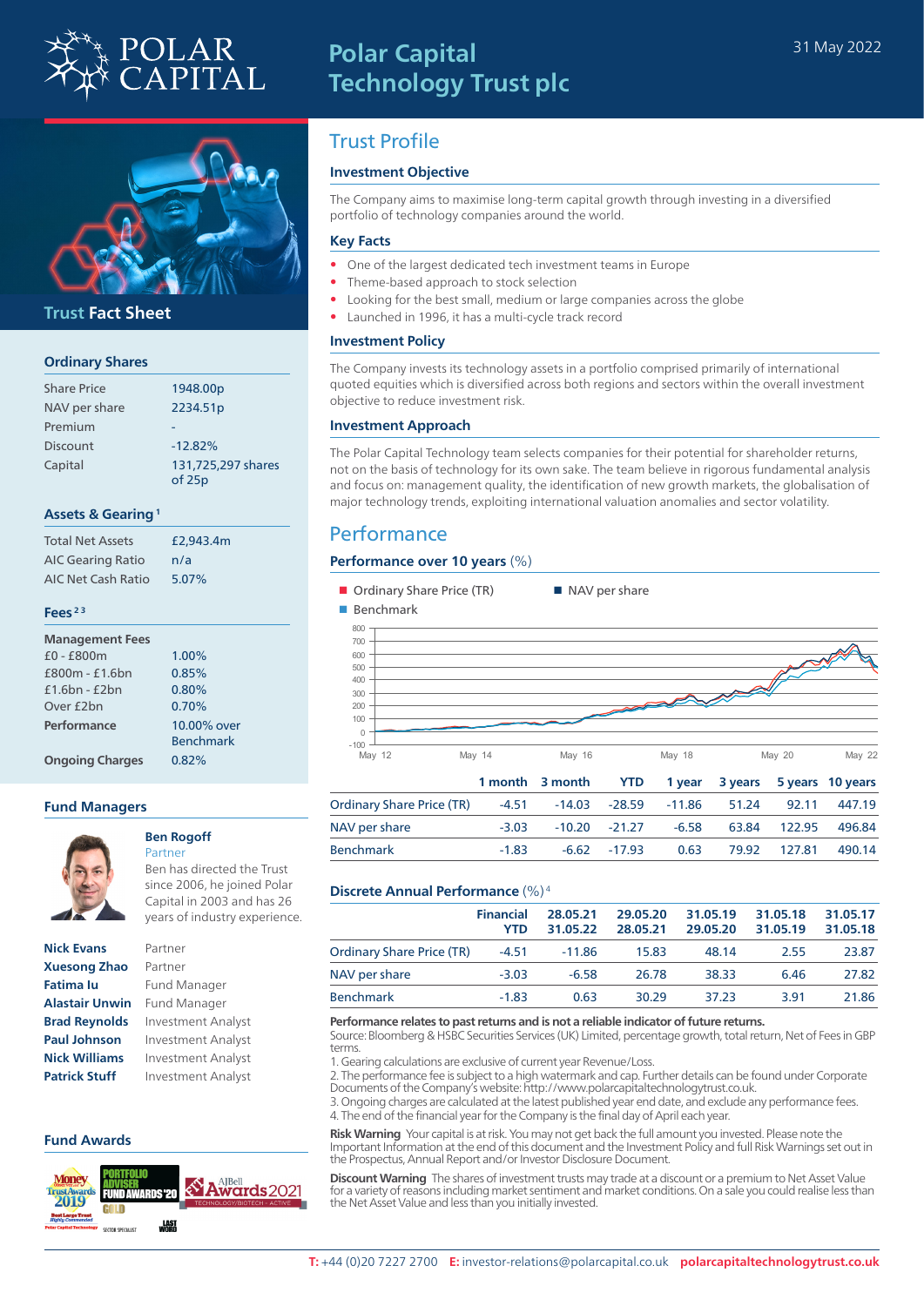# Polar Capital Technology Trust plc

31 May 2022

## Trust Fact Sheet

### Ordinary Shares

| | |
|---|---|
| Share Price | 1948.00p |
| NAV per share | 2234.51p |
| Premium | - |
| Discount | -12.82% |
| Capital | 131,725,297 shares of 25p |

### Assets & Gearing [1]

| | |
|---|---|
| Total Net Assets | £2,943.4m |
| AIC Gearing Ratio | n/a |
| AIC Net Cash Ratio | 5.07% |

### Fees [2 3]

| | |
|---|---|
| **Management Fees** | |
| £0 - £800m | 1.00% |
| £800m - £1.6bn | 0.85% |
| £1.6bn - £2bn | 0.80% |
| Over £2bn | 0.70% |
| **Performance** | 10.00% over Benchmark |
| **Ongoing Charges** | 0.82% |

### Fund Managers

**Ben Rogoff**
Partner
Ben has directed the Trust since 2006, he joined Polar Capital in 2003 and has 26 years of industry experience.

| | |
|---|---|
| **Nick Evans** | Partner |
| **Xuesong Zhao** | Partner |
| **Fatima Iu** | Fund Manager |
| **Alastair Unwin** | Fund Manager |
| **Brad Reynolds** | Investment Analyst |
| **Paul Johnson** | Investment Analyst |
| **Nick Williams** | Investment Analyst |
| **Patrick Stuff** | Investment Analyst |

### Fund Awards

## Trust Profile

### Investment Objective

The Company aims to maximise long-term capital growth through investing in a diversified portfolio of technology companies around the world.

### Key Facts

- One of the largest dedicated tech investment teams in Europe
- Theme-based approach to stock selection
- Looking for the best small, medium or large companies across the globe
- Launched in 1996, it has a multi-cycle track record

### Investment Policy

The Company invests its technology assets in a portfolio comprised primarily of international quoted equities which is diversified across both regions and sectors within the overall investment objective to reduce investment risk.

### Investment Approach

The Polar Capital Technology team selects companies for their potential for shareholder returns, not on the basis of technology for its own sake. The team believe in rigorous fundamental analysis and focus on: management quality, the identification of new growth markets, the globalisation of major technology trends, exploiting international valuation anomalies and sector volatility.

## Performance

### Performance over 10 years (%)

| | 1 month | 3 month | YTD | 1 year | 3 years | 5 years | 10 years |
|---|---|---|---|---|---|---|---|
| Ordinary Share Price (TR) | -4.51 | -14.03 | -28.59 | -11.86 | 51.24 | 92.11 | 447.19 |
| NAV per share | -3.03 | -10.20 | -21.27 | -6.58 | 63.84 | 122.95 | 496.84 |
| Benchmark | -1.83 | -6.62 | -17.93 | 0.63 | 79.92 | 127.81 | 490.14 |

### Discrete Annual Performance (%) [4]

| | Financial YTD | 28.05.21 31.05.22 | 29.05.20 28.05.21 | 31.05.19 29.05.20 | 31.05.18 31.05.19 | 31.05.17 31.05.18 |
|---|---|---|---|---|---|---|
| Ordinary Share Price (TR) | -4.51 | -11.86 | 15.83 | 48.14 | 2.55 | 23.87 |
| NAV per share | -3.03 | -6.58 | 26.78 | 38.33 | 6.46 | 27.82 |
| Benchmark | -1.83 | 0.63 | 30.29 | 37.23 | 3.91 | 21.86 |

**Performance relates to past returns and is not a reliable indicator of future returns.**
Source: Bloomberg & HSBC Securities Services (UK) Limited, percentage growth, total return, Net of Fees in GBP terms.

1. Gearing calculations are exclusive of current year Revenue/Loss.
2. The performance fee is subject to a high watermark and cap. Further details can be found under Corporate Documents of the Company's website: http://www.polarcapitaltechnologytrust.co.uk.
3. Ongoing charges are calculated at the latest published year end date, and exclude any performance fees.
4. The end of the financial year for the Company is the final day of April each year.

**Risk Warning** Your capital is at risk. You may not get back the full amount you invested. Please note the Important Information at the end of this document and the Investment Policy and full Risk Warnings set out in the Prospectus, Annual Report and/or Investor Disclosure Document.

**Discount Warning** The shares of investment trusts may trade at a discount or a premium to Net Asset Value for a variety of reasons including market sentiment and market conditions. On a sale you could realise less than the Net Asset Value and less than you initially invested.

**T:** +44 (0)20 7227 2700 **E:** investor-relations@polarcapital.co.uk **polarcapitaltechnologytrust.co.uk**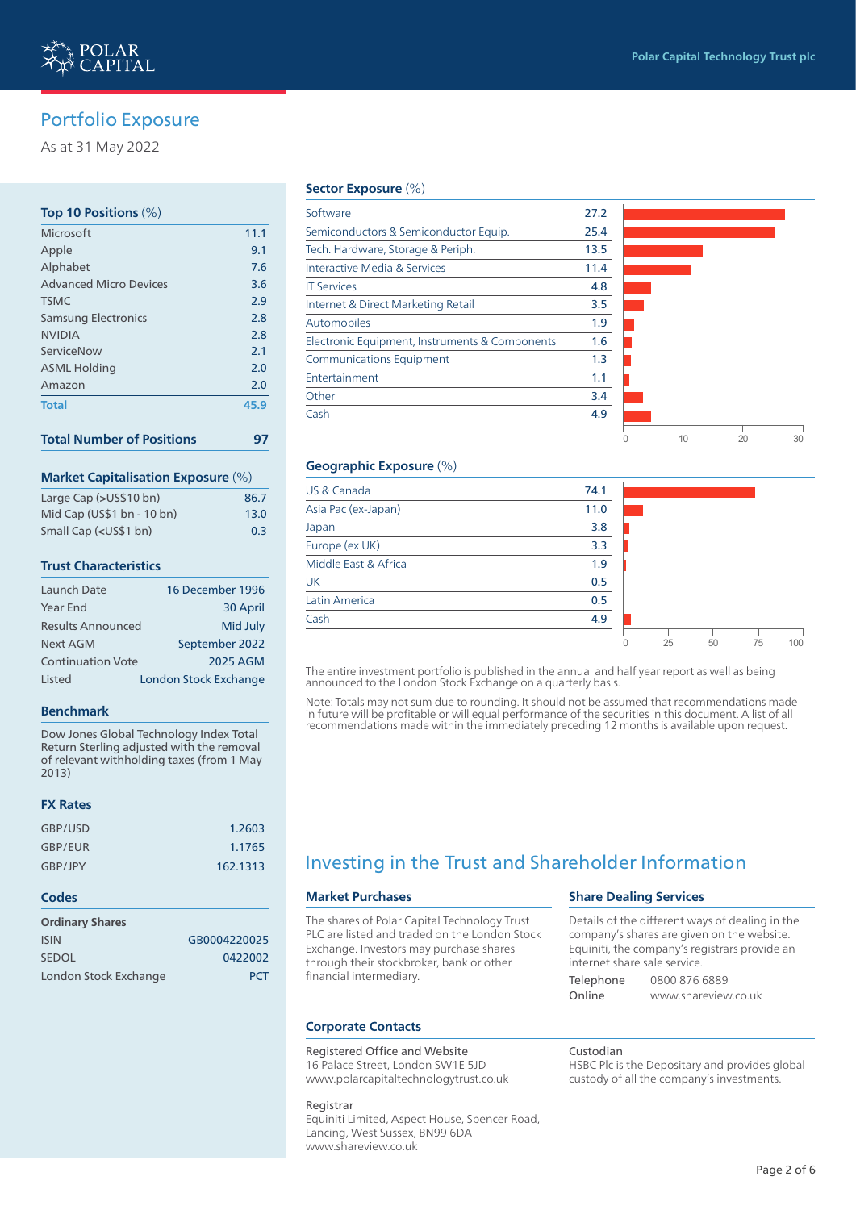## Portfolio Exposure

As at 31 May 2022

### Top 10 Positions (%)

| | |
|---|---|
| Microsoft | 11.1 |
| Apple | 9.1 |
| Alphabet | 7.6 |
| Advanced Micro Devices | 3.6 |
| TSMC | 2.9 |
| Samsung Electronics | 2.8 |
| NVIDIA | 2.8 |
| ServiceNow | 2.1 |
| ASML Holding | 2.0 |
| Amazon | 2.0 |
| **Total** | **45.9** |

**Total Number of Positions** **97**

### Market Capitalisation Exposure (%)

| | |
|---|---|
| Large Cap (>US$10 bn) | 86.7 |
| Mid Cap (US$1 bn - 10 bn) | 13.0 |
| Small Cap (<US$1 bn) | 0.3 |

### Trust Characteristics

| | |
|---|---|
| Launch Date | 16 December 1996 |
| Year End | 30 April |
| Results Announced | Mid July |
| Next AGM | September 2022 |
| Continuation Vote | 2025 AGM |
| Listed | London Stock Exchange |

### Benchmark

Dow Jones Global Technology Index Total Return Sterling adjusted with the removal of relevant withholding taxes (from 1 May 2013)

### FX Rates

| | |
|---|---|
| GBP/USD | 1.2603 |
| GBP/EUR | 1.1765 |
| GBP/JPY | 162.1313 |

### Codes

**Ordinary Shares**

| | |
|---|---|
| ISIN | GB0004220025 |
| SEDOL | 0422002 |
| London Stock Exchange | PCT |

### Sector Exposure (%)

| | |
|---|---|
| Software | 27.2 |
| Semiconductors & Semiconductor Equip. | 25.4 |
| Tech. Hardware, Storage & Periph. | 13.5 |
| Interactive Media & Services | 11.4 |
| IT Services | 4.8 |
| Internet & Direct Marketing Retail | 3.5 |
| Automobiles | 1.9 |
| Electronic Equipment, Instruments & Components | 1.6 |
| Communications Equipment | 1.3 |
| Entertainment | 1.1 |
| Other | 3.4 |
| Cash | 4.9 |

### Geographic Exposure (%)

| | |
|---|---|
| US & Canada | 74.1 |
| Asia Pac (ex-Japan) | 11.0 |
| Japan | 3.8 |
| Europe (ex UK) | 3.3 |
| Middle East & Africa | 1.9 |
| UK | 0.5 |
| Latin America | 0.5 |
| Cash | 4.9 |

The entire investment portfolio is published in the annual and half year report as well as being announced to the London Stock Exchange on a quarterly basis.

Note: Totals may not sum due to rounding. It should not be assumed that recommendations made in future will be profitable or will equal performance of the securities in this document. A list of all recommendations made within the immediately preceding 12 months is available upon request.

## Investing in the Trust and Shareholder Information

### Market Purchases

The shares of Polar Capital Technology Trust PLC are listed and traded on the London Stock Exchange. Investors may purchase shares through their stockbroker, bank or other financial intermediary.

### Share Dealing Services

Details of the different ways of dealing in the company's shares are given on the website. Equiniti, the company's registrars provide an internet share sale service.

| | |
|---|---|
| Telephone | 0800 876 6889 |
| Online | www.shareview.co.uk |

### Corporate Contacts

Registered Office and Website
16 Palace Street, London SW1E 5JD
www.polarcapitaltechnologytrust.co.uk

Registrar
Equiniti Limited, Aspect House, Spencer Road, Lancing, West Sussex, BN99 6DA
www.shareview.co.uk

Custodian
HSBC Plc is the Depositary and provides global custody of all the company's investments.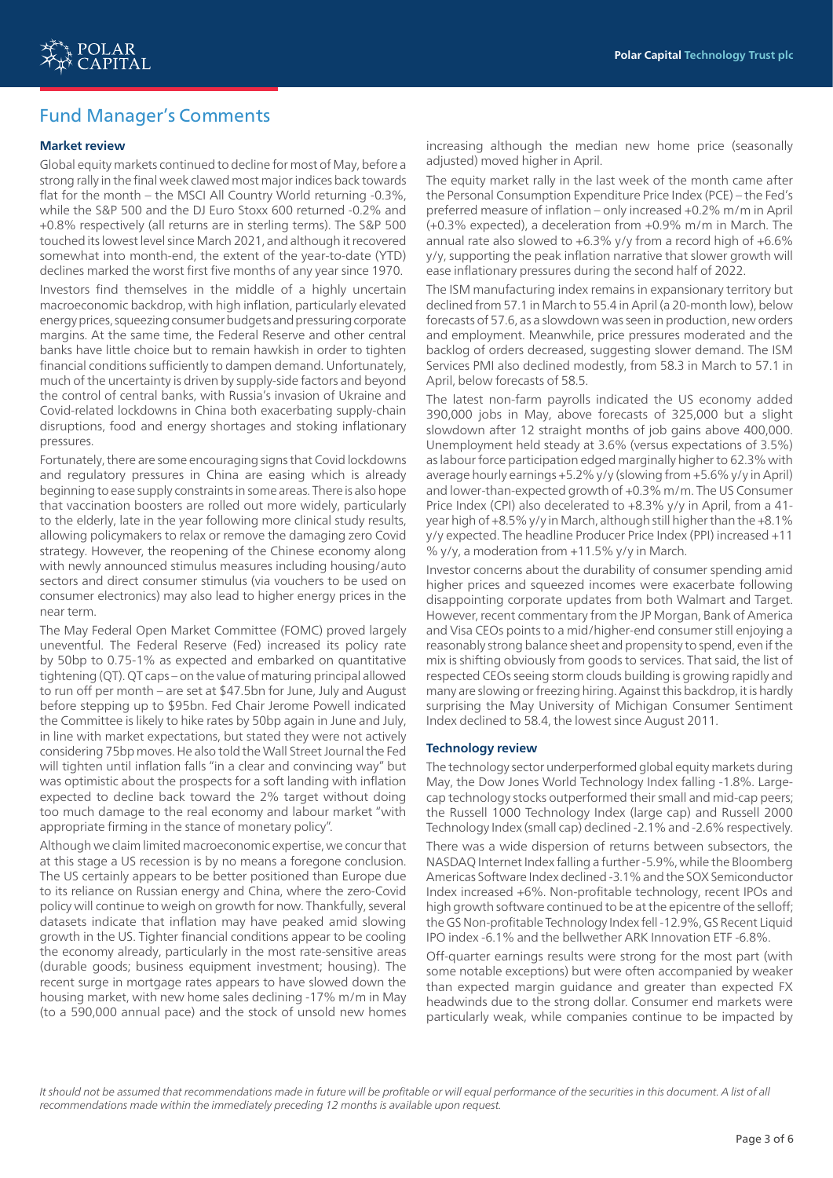## Fund Manager's Comments

### Market review

Global equity markets continued to decline for most of May, before a strong rally in the final week clawed most major indices back towards flat for the month – the MSCI All Country World returning -0.3%, while the S&P 500 and the DJ Euro Stoxx 600 returned -0.2% and +0.8% respectively (all returns are in sterling terms). The S&P 500 touched its lowest level since March 2021, and although it recovered somewhat into month-end, the extent of the year-to-date (YTD) declines marked the worst first five months of any year since 1970.

Investors find themselves in the middle of a highly uncertain macroeconomic backdrop, with high inflation, particularly elevated energy prices, squeezing consumer budgets and pressuring corporate margins. At the same time, the Federal Reserve and other central banks have little choice but to remain hawkish in order to tighten financial conditions sufficiently to dampen demand. Unfortunately, much of the uncertainty is driven by supply-side factors and beyond the control of central banks, with Russia's invasion of Ukraine and Covid-related lockdowns in China both exacerbating supply-chain disruptions, food and energy shortages and stoking inflationary pressures.

Fortunately, there are some encouraging signs that Covid lockdowns and regulatory pressures in China are easing which is already beginning to ease supply constraints in some areas. There is also hope that vaccination boosters are rolled out more widely, particularly to the elderly, late in the year following more clinical study results, allowing policymakers to relax or remove the damaging zero Covid strategy. However, the reopening of the Chinese economy along with newly announced stimulus measures including housing/auto sectors and direct consumer stimulus (via vouchers to be used on consumer electronics) may also lead to higher energy prices in the near term.

The May Federal Open Market Committee (FOMC) proved largely uneventful. The Federal Reserve (Fed) increased its policy rate by 50bp to 0.75-1% as expected and embarked on quantitative tightening (QT). QT caps – on the value of maturing principal allowed to run off per month – are set at $47.5bn for June, July and August before stepping up to $95bn. Fed Chair Jerome Powell indicated the Committee is likely to hike rates by 50bp again in June and July, in line with market expectations, but stated they were not actively considering 75bp moves. He also told the Wall Street Journal the Fed will tighten until inflation falls "in a clear and convincing way" but was optimistic about the prospects for a soft landing with inflation expected to decline back toward the 2% target without doing too much damage to the real economy and labour market "with appropriate firming in the stance of monetary policy".

Although we claim limited macroeconomic expertise, we concur that at this stage a US recession is by no means a foregone conclusion. The US certainly appears to be better positioned than Europe due to its reliance on Russian energy and China, where the zero-Covid policy will continue to weigh on growth for now. Thankfully, several datasets indicate that inflation may have peaked amid slowing growth in the US. Tighter financial conditions appear to be cooling the economy already, particularly in the most rate-sensitive areas (durable goods; business equipment investment; housing). The recent surge in mortgage rates appears to have slowed down the housing market, with new home sales declining -17% m/m in May (to a 590,000 annual pace) and the stock of unsold new homes increasing although the median new home price (seasonally adjusted) moved higher in April.

The equity market rally in the last week of the month came after the Personal Consumption Expenditure Price Index (PCE) – the Fed's preferred measure of inflation – only increased +0.2% m/m in April (+0.3% expected), a deceleration from +0.9% m/m in March. The annual rate also slowed to +6.3% y/y from a record high of +6.6% y/y, supporting the peak inflation narrative that slower growth will ease inflationary pressures during the second half of 2022.

The ISM manufacturing index remains in expansionary territory but declined from 57.1 in March to 55.4 in April (a 20-month low), below forecasts of 57.6, as a slowdown was seen in production, new orders and employment. Meanwhile, price pressures moderated and the backlog of orders decreased, suggesting slower demand. The ISM Services PMI also declined modestly, from 58.3 in March to 57.1 in April, below forecasts of 58.5.

The latest non-farm payrolls indicated the US economy added 390,000 jobs in May, above forecasts of 325,000 but a slight slowdown after 12 straight months of job gains above 400,000. Unemployment held steady at 3.6% (versus expectations of 3.5%) as labour force participation edged marginally higher to 62.3% with average hourly earnings +5.2% y/y (slowing from +5.6% y/y in April) and lower-than-expected growth of +0.3% m/m. The US Consumer Price Index (CPI) also decelerated to +8.3% y/y in April, from a 41-year high of +8.5% y/y in March, although still higher than the +8.1% y/y expected. The headline Producer Price Index (PPI) increased +11 % y/y, a moderation from +11.5% y/y in March.

Investor concerns about the durability of consumer spending amid higher prices and squeezed incomes were exacerbate following disappointing corporate updates from both Walmart and Target. However, recent commentary from the JP Morgan, Bank of America and Visa CEOs points to a mid/higher-end consumer still enjoying a reasonably strong balance sheet and propensity to spend, even if the mix is shifting obviously from goods to services. That said, the list of respected CEOs seeing storm clouds building is growing rapidly and many are slowing or freezing hiring. Against this backdrop, it is hardly surprising the May University of Michigan Consumer Sentiment Index declined to 58.4, the lowest since August 2011.

### Technology review

The technology sector underperformed global equity markets during May, the Dow Jones World Technology Index falling -1.8%. Large-cap technology stocks outperformed their small and mid-cap peers; the Russell 1000 Technology Index (large cap) and Russell 2000 Technology Index (small cap) declined -2.1% and -2.6% respectively.

There was a wide dispersion of returns between subsectors, the NASDAQ Internet Index falling a further -5.9%, while the Bloomberg Americas Software Index declined -3.1% and the SOX Semiconductor Index increased +6%. Non-profitable technology, recent IPOs and high growth software continued to be at the epicentre of the selloff; the GS Non-profitable Technology Index fell -12.9%, GS Recent Liquid IPO index -6.1% and the bellwether ARK Innovation ETF -6.8%.

Off-quarter earnings results were strong for the most part (with some notable exceptions) but were often accompanied by weaker than expected margin guidance and greater than expected FX headwinds due to the strong dollar. Consumer end markets were particularly weak, while companies continue to be impacted by

*It should not be assumed that recommendations made in future will be profitable or will equal performance of the securities in this document. A list of all recommendations made within the immediately preceding 12 months is available upon request.*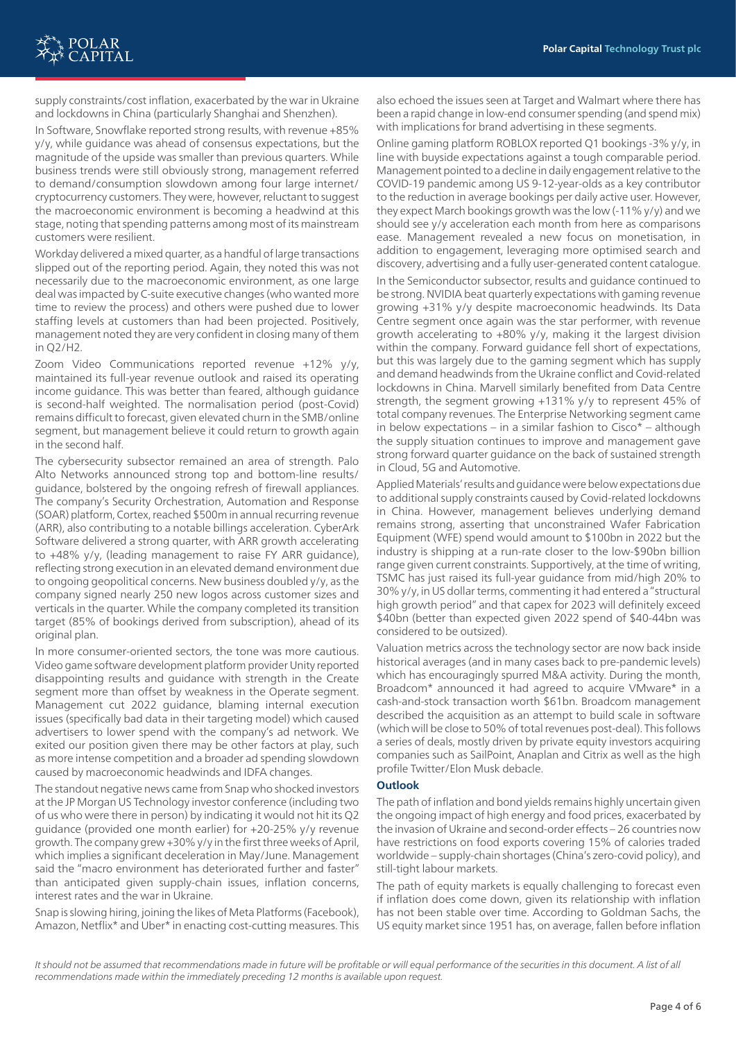supply constraints/cost inflation, exacerbated by the war in Ukraine and lockdowns in China (particularly Shanghai and Shenzhen).

In Software, Snowflake reported strong results, with revenue +85% y/y, while guidance was ahead of consensus expectations, but the magnitude of the upside was smaller than previous quarters. While business trends were still obviously strong, management referred to demand/consumption slowdown among four large internet/cryptocurrency customers. They were, however, reluctant to suggest the macroeconomic environment is becoming a headwind at this stage, noting that spending patterns among most of its mainstream customers were resilient.

Workday delivered a mixed quarter, as a handful of large transactions slipped out of the reporting period. Again, they noted this was not necessarily due to the macroeconomic environment, as one large deal was impacted by C-suite executive changes (who wanted more time to review the process) and others were pushed due to lower staffing levels at customers than had been projected. Positively, management noted they are very confident in closing many of them in Q2/H2.

Zoom Video Communications reported revenue +12% y/y, maintained its full-year revenue outlook and raised its operating income guidance. This was better than feared, although guidance is second-half weighted. The normalisation period (post-Covid) remains difficult to forecast, given elevated churn in the SMB/online segment, but management believe it could return to growth again in the second half.

The cybersecurity subsector remained an area of strength. Palo Alto Networks announced strong top and bottom-line results/guidance, bolstered by the ongoing refresh of firewall appliances. The company's Security Orchestration, Automation and Response (SOAR) platform, Cortex, reached $500m in annual recurring revenue (ARR), also contributing to a notable billings acceleration. CyberArk Software delivered a strong quarter, with ARR growth accelerating to +48% y/y, (leading management to raise FY ARR guidance), reflecting strong execution in an elevated demand environment due to ongoing geopolitical concerns. New business doubled y/y, as the company signed nearly 250 new logos across customer sizes and verticals in the quarter. While the company completed its transition target (85% of bookings derived from subscription), ahead of its original plan.

In more consumer-oriented sectors, the tone was more cautious. Video game software development platform provider Unity reported disappointing results and guidance with strength in the Create segment more than offset by weakness in the Operate segment. Management cut 2022 guidance, blaming internal execution issues (specifically bad data in their targeting model) which caused advertisers to lower spend with the company's ad network. We exited our position given there may be other factors at play, such as more intense competition and a broader ad spending slowdown caused by macroeconomic headwinds and IDFA changes.

The standout negative news came from Snap who shocked investors at the JP Morgan US Technology investor conference (including two of us who were there in person) by indicating it would not hit its Q2 guidance (provided one month earlier) for +20-25% y/y revenue growth. The company grew +30% y/y in the first three weeks of April, which implies a significant deceleration in May/June. Management said the "macro environment has deteriorated further and faster" than anticipated given supply-chain issues, inflation concerns, interest rates and the war in Ukraine.

Snap is slowing hiring, joining the likes of Meta Platforms (Facebook), Amazon, Netflix* and Uber* in enacting cost-cutting measures. This also echoed the issues seen at Target and Walmart where there has been a rapid change in low-end consumer spending (and spend mix) with implications for brand advertising in these segments.

Online gaming platform ROBLOX reported Q1 bookings -3% y/y, in line with buyside expectations against a tough comparable period. Management pointed to a decline in daily engagement relative to the COVID-19 pandemic among US 9-12-year-olds as a key contributor to the reduction in average bookings per daily active user. However, they expect March bookings growth was the low (-11% y/y) and we should see y/y acceleration each month from here as comparisons ease. Management revealed a new focus on monetisation, in addition to engagement, leveraging more optimised search and discovery, advertising and a fully user-generated content catalogue.

In the Semiconductor subsector, results and guidance continued to be strong. NVIDIA beat quarterly expectations with gaming revenue growing +31% y/y despite macroeconomic headwinds. Its Data Centre segment once again was the star performer, with revenue growth accelerating to +80% y/y, making it the largest division within the company. Forward guidance fell short of expectations, but this was largely due to the gaming segment which has supply and demand headwinds from the Ukraine conflict and Covid-related lockdowns in China. Marvell similarly benefited from Data Centre strength, the segment growing +131% y/y to represent 45% of total company revenues. The Enterprise Networking segment came in below expectations – in a similar fashion to Cisco* – although the supply situation continues to improve and management gave strong forward quarter guidance on the back of sustained strength in Cloud, 5G and Automotive.

Applied Materials' results and guidance were below expectations due to additional supply constraints caused by Covid-related lockdowns in China. However, management believes underlying demand remains strong, asserting that unconstrained Wafer Fabrication Equipment (WFE) spend would amount to $100bn in 2022 but the industry is shipping at a run-rate closer to the low-$90bn billion range given current constraints. Supportively, at the time of writing, TSMC has just raised its full-year guidance from mid/high 20% to 30% y/y, in US dollar terms, commenting it had entered a "structural high growth period" and that capex for 2023 will definitely exceed $40bn (better than expected given 2022 spend of $40-44bn was considered to be outsized).

Valuation metrics across the technology sector are now back inside historical averages (and in many cases back to pre-pandemic levels) which has encouragingly spurred M&A activity. During the month, Broadcom* announced it had agreed to acquire VMware* in a cash-and-stock transaction worth $61bn. Broadcom management described the acquisition as an attempt to build scale in software (which will be close to 50% of total revenues post-deal). This follows a series of deals, mostly driven by private equity investors acquiring companies such as SailPoint, Anaplan and Citrix as well as the high profile Twitter/Elon Musk debacle.

## Outlook

The path of inflation and bond yields remains highly uncertain given the ongoing impact of high energy and food prices, exacerbated by the invasion of Ukraine and second-order effects – 26 countries now have restrictions on food exports covering 15% of calories traded worldwide – supply-chain shortages (China's zero-covid policy), and still-tight labour markets.

The path of equity markets is equally challenging to forecast even if inflation does come down, given its relationship with inflation has not been stable over time. According to Goldman Sachs, the US equity market since 1951 has, on average, fallen before inflation

*It should not be assumed that recommendations made in future will be profitable or will equal performance of the securities in this document. A list of all recommendations made within the immediately preceding 12 months is available upon request.*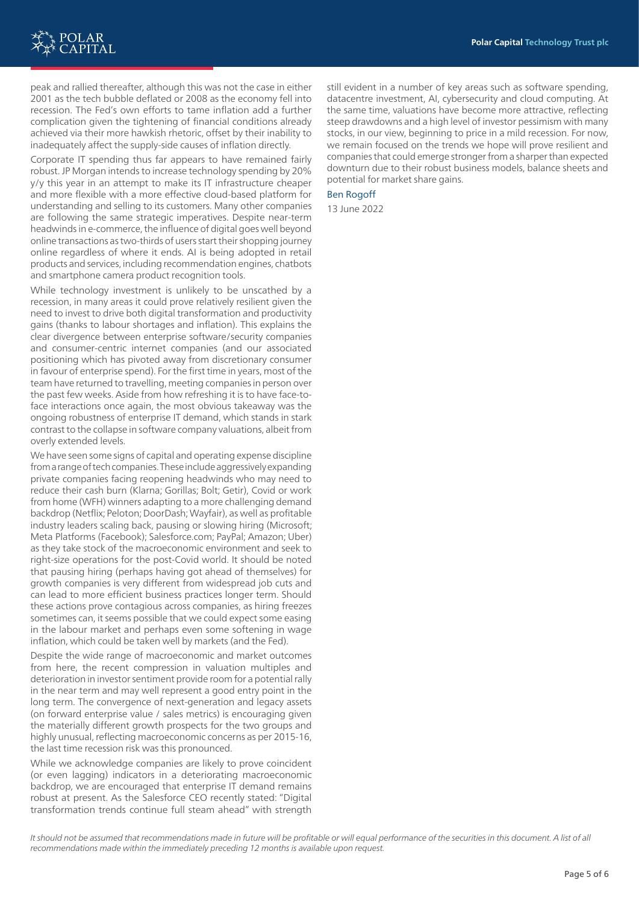peak and rallied thereafter, although this was not the case in either 2001 as the tech bubble deflated or 2008 as the economy fell into recession. The Fed's own efforts to tame inflation add a further complication given the tightening of financial conditions already achieved via their more hawkish rhetoric, offset by their inability to inadequately affect the supply-side causes of inflation directly.

Corporate IT spending thus far appears to have remained fairly robust. JP Morgan intends to increase technology spending by 20% y/y this year in an attempt to make its IT infrastructure cheaper and more flexible with a more effective cloud-based platform for understanding and selling to its customers. Many other companies are following the same strategic imperatives. Despite near-term headwinds in e-commerce, the influence of digital goes well beyond online transactions as two-thirds of users start their shopping journey online regardless of where it ends. AI is being adopted in retail products and services, including recommendation engines, chatbots and smartphone camera product recognition tools.

While technology investment is unlikely to be unscathed by a recession, in many areas it could prove relatively resilient given the need to invest to drive both digital transformation and productivity gains (thanks to labour shortages and inflation). This explains the clear divergence between enterprise software/security companies and consumer-centric internet companies (and our associated positioning which has pivoted away from discretionary consumer in favour of enterprise spend). For the first time in years, most of the team have returned to travelling, meeting companies in person over the past few weeks. Aside from how refreshing it is to have face-to-face interactions once again, the most obvious takeaway was the ongoing robustness of enterprise IT demand, which stands in stark contrast to the collapse in software company valuations, albeit from overly extended levels.

We have seen some signs of capital and operating expense discipline from a range of tech companies. These include aggressively expanding private companies facing reopening headwinds who may need to reduce their cash burn (Klarna; Gorillas; Bolt; Getir), Covid or work from home (WFH) winners adapting to a more challenging demand backdrop (Netflix; Peloton; DoorDash; Wayfair), as well as profitable industry leaders scaling back, pausing or slowing hiring (Microsoft; Meta Platforms (Facebook); Salesforce.com; PayPal; Amazon; Uber) as they take stock of the macroeconomic environment and seek to right-size operations for the post-Covid world. It should be noted that pausing hiring (perhaps having got ahead of themselves) for growth companies is very different from widespread job cuts and can lead to more efficient business practices longer term. Should these actions prove contagious across companies, as hiring freezes sometimes can, it seems possible that we could expect some easing in the labour market and perhaps even some softening in wage inflation, which could be taken well by markets (and the Fed).

Despite the wide range of macroeconomic and market outcomes from here, the recent compression in valuation multiples and deterioration in investor sentiment provide room for a potential rally in the near term and may well represent a good entry point in the long term. The convergence of next-generation and legacy assets (on forward enterprise value / sales metrics) is encouraging given the materially different growth prospects for the two groups and highly unusual, reflecting macroeconomic concerns as per 2015-16, the last time recession risk was this pronounced.

While we acknowledge companies are likely to prove coincident (or even lagging) indicators in a deteriorating macroeconomic backdrop, we are encouraged that enterprise IT demand remains robust at present. As the Salesforce CEO recently stated: "Digital transformation trends continue full steam ahead" with strength still evident in a number of key areas such as software spending, datacentre investment, AI, cybersecurity and cloud computing. At the same time, valuations have become more attractive, reflecting steep drawdowns and a high level of investor pessimism with many stocks, in our view, beginning to price in a mild recession. For now, we remain focused on the trends we hope will prove resilient and companies that could emerge stronger from a sharper than expected downturn due to their robust business models, balance sheets and potential for market share gains.

Ben Rogoff

13 June 2022

*It should not be assumed that recommendations made in future will be profitable or will equal performance of the securities in this document. A list of all recommendations made within the immediately preceding 12 months is available upon request.*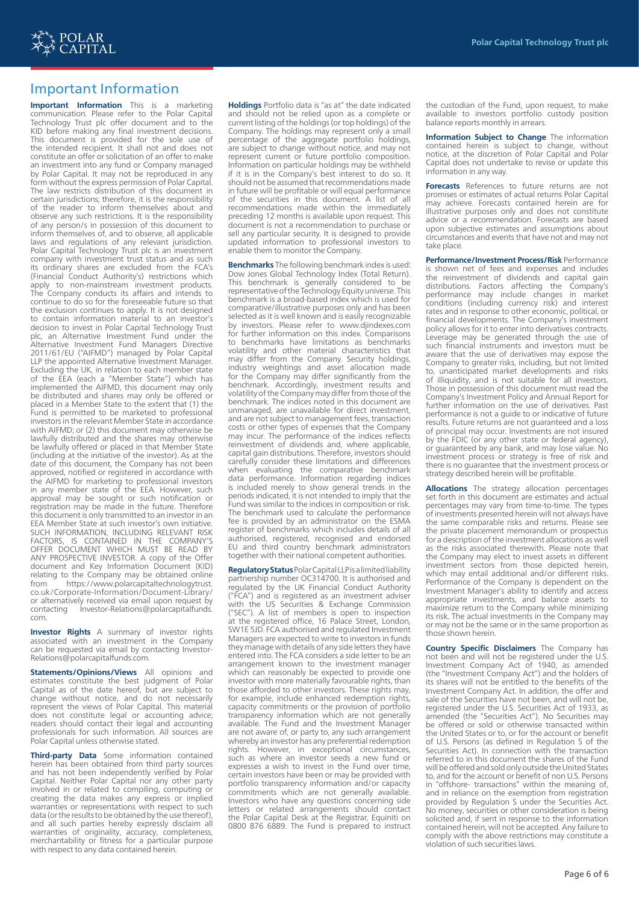# Important Information

**Important Information** This is a marketing communication. Please refer to the Polar Capital Technology Trust plc offer document and to the KID before making any final investment decisions. This document is provided for the sole use of the intended recipient. It shall not and does not constitute an offer or solicitation of an offer to make an investment into any fund or Company managed by Polar Capital. It may not be reproduced in any form without the express permission of Polar Capital. The law restricts distribution of this document in certain jurisdictions; therefore, it is the responsibility of the reader to inform themselves about and observe any such restrictions. It is the responsibility of any person/s in possession of this document to inform themselves of, and to observe, all applicable laws and regulations of any relevant jurisdiction. Polar Capital Technology Trust plc is an investment company with investment trust status and as such its ordinary shares are excluded from the FCA's (Financial Conduct Authority's) restrictions which apply to non-mainstream investment products. The Company conducts its affairs and intends to continue to do so for the foreseeable future so that the exclusion continues to apply. It is not designed to contain information material to an investor's decision to invest in Polar Capital Technology Trust plc, an Alternative Investment Fund under the Alternative Investment Fund Managers Directive 2011/61/EU ("AIFMD") managed by Polar Capital LLP the appointed Alternative Investment Manager. Excluding the UK, in relation to each member state of the EEA (each a "Member State") which has implemented the AIFMD, this document may only be distributed and shares may only be offered or placed in a Member State to the extent that (1) the Fund is permitted to be marketed to professional investors in the relevant Member State in accordance with AIFMD; or (2) this document may otherwise be lawfully distributed and the shares may otherwise be lawfully offered or placed in that Member State (including at the initiative of the investor). As at the date of this document, the Company has not been approved, notified or registered in accordance with the AIFMD for marketing to professional investors in any member state of the EEA. However, such approval may be sought or such notification or registration may be made in the future. Therefore this document is only transmitted to an investor in an EEA Member State at such investor's own initiative. SUCH INFORMATION, INCLUDING RELEVANT RISK FACTORS, IS CONTAINED IN THE COMPANY'S OFFER DOCUMENT WHICH MUST BE READ BY ANY PROSPECTIVE INVESTOR. A copy of the Offer document and Key Information Document (KID) relating to the Company may be obtained online from https://www.polarcapitaltechnologytrust.co.uk/Corporate-Information/Document-Library/ or alternatively received via email upon request by contacting Investor-Relations@polarcapitalfunds.com.

**Investor Rights** A summary of investor rights associated with an investment in the Company can be requested via email by contacting Investor-Relations@polarcapitalfunds.com.

**Statements/Opinions/Views** All opinions and estimates constitute the best judgment of Polar Capital as of the date hereof, but are subject to change without notice, and do not necessarily represent the views of Polar Capital. This material does not constitute legal or accounting advice; readers should contact their legal and accounting professionals for such information. All sources are Polar Capital unless otherwise stated.

**Third-party Data** Some information contained herein has been obtained from third party sources and has not been independently verified by Polar Capital. Neither Polar Capital nor any other party involved in or related to compiling, computing or creating the data makes any express or implied warranties or representations with respect to such data (or the results to be obtained by the use thereof), and all such parties hereby expressly disclaim all warranties of originality, accuracy, completeness, merchantability or fitness for a particular purpose with respect to any data contained herein.

**Holdings** Portfolio data is "as at" the date indicated and should not be relied upon as a complete or current listing of the holdings (or top holdings) of the Company. The holdings may represent only a small percentage of the aggregate portfolio holdings, are subject to change without notice, and may not represent current or future portfolio composition. Information on particular holdings may be withheld if it is in the Company's best interest to do so. It should not be assumed that recommendations made in future will be profitable or will equal performance of the securities in this document. A list of all recommendations made within the immediately preceding 12 months is available upon request. This document is not a recommendation to purchase or sell any particular security. It is designed to provide updated information to professional investors to enable them to monitor the Company.

**Benchmarks** The following benchmark index is used: Dow Jones Global Technology Index (Total Return). This benchmark is generally considered to be representative of the Technology Equity universe. This benchmark is a broad-based index which is used for comparative/illustrative purposes only and has been selected as it is well known and is easily recognizable by investors. Please refer to www.djindexes.com for further information on this index. Comparisons to benchmarks have limitations as benchmarks volatility and other material characteristics that may differ from the Company. Security holdings, industry weightings and asset allocation made for the Company may differ significantly from the benchmark. Accordingly, investment results and volatility of the Company may differ from those of the benchmark. The indices noted in this document are unmanaged, are unavailable for direct investment, and are not subject to management fees, transaction costs or other types of expenses that the Company may incur. The performance of the indices reflects reinvestment of dividends and, where applicable, capital gain distributions. Therefore, investors should carefully consider these limitations and differences when evaluating the comparative benchmark data performance. Information regarding indices is included merely to show general trends in the periods indicated, it is not intended to imply that the Fund was similar to the indices in composition or risk. The benchmark used to calculate the performance fee is provided by an administrator on the ESMA register of benchmarks which includes details of all authorised, registered, recognised and endorsed EU and third country benchmark administrators together with their national competent authorities.

**Regulatory Status** Polar Capital LLP is a limited liability partnership number OC314700. It is authorised and regulated by the UK Financial Conduct Authority ("FCA") and is registered as an investment adviser with the US Securities & Exchange Commission ("SEC"). A list of members is open to inspection at the registered office, 16 Palace Street, London, SW1E 5JD. FCA authorised and regulated Investment Managers are expected to write to investors in funds they manage with details of any side letters they have entered into. The FCA considers a side letter to be an arrangement known to the investment manager which can reasonably be expected to provide one investor with more materially favourable rights, than those afforded to other investors. These rights may, for example, include enhanced redemption rights, capacity commitments or the provision of portfolio transparency information which are not generally available. The Fund and the Investment Manager are not aware of, or party to, any such arrangement whereby an investor has any preferential redemption rights. However, in exceptional circumstances, such as where an investor seeds a new fund or expresses a wish to invest in the Fund over time, certain investors have been or may be provided with portfolio transparency information and/or capacity commitments which are not generally available. Investors who have any questions concerning side letters or related arrangements should contact the Polar Capital Desk at the Registrar, Equiniti on 0800 876 6889. The Fund is prepared to instruct the custodian of the Fund, upon request, to make available to investors portfolio custody position balance reports monthly in arrears.

**Information Subject to Change** The information contained herein is subject to change, without notice, at the discretion of Polar Capital and Polar Capital does not undertake to revise or update this information in any way.

**Forecasts** References to future returns are not promises or estimates of actual returns Polar Capital may achieve. Forecasts contained herein are for illustrative purposes only and does not constitute advice or a recommendation. Forecasts are based upon subjective estimates and assumptions about circumstances and events that have not and may not take place.

**Performance/Investment Process/Risk** Performance is shown net of fees and expenses and includes the reinvestment of dividends and capital gain distributions. Factors affecting the Company's performance may include changes in market conditions (including currency risk) and interest rates and in response to other economic, political, or financial developments. The Company's investment policy allows for it to enter into derivatives contracts. Leverage may be generated through the use of such financial instruments and investors must be aware that the use of derivatives may expose the Company to greater risks, including, but not limited to, unanticipated market developments and risks of illiquidity, and is not suitable for all investors. Those in possession of this document must read the Company's Investment Policy and Annual Report for further information on the use of derivatives. Past performance is not a guide to or indicative of future results. Future returns are not guaranteed and a loss of principal may occur. Investments are not insured by the FDIC (or any other state or federal agency), or guaranteed by any bank, and may lose value. No investment process or strategy is free of risk and there is no guarantee that the investment process or strategy described herein will be profitable.

**Allocations** The strategy allocation percentages set forth in this document are estimates and actual percentages may vary from time-to-time. The types of investments presented herein will not always have the same comparable risks and returns. Please see the private placement memorandum or prospectus for a description of the investment allocations as well as the risks associated therewith. Please note that the Company may elect to invest assets in different investment sectors from those depicted herein, which may entail additional and/or different risks. Performance of the Company is dependent on the Investment Manager's ability to identify and access appropriate investments, and balance assets to maximize return to the Company while minimizing its risk. The actual investments in the Company may or may not be the same or in the same proportion as those shown herein.

**Country Specific Disclaimers** The Company has not been and will not be registered under the U.S. Investment Company Act of 1940, as amended (the "Investment Company Act") and the holders of its shares will not be entitled to the benefits of the Investment Company Act. In addition, the offer and sale of the Securities have not been, and will not be, registered under the U.S. Securities Act of 1933, as amended (the "Securities Act"). No Securities may be offered or sold or otherwise transacted within the United States or to, or for the account or benefit of U.S. Persons (as defined in Regulation S of the Securities Act). In connection with the transaction referred to in this document the shares of the Fund will be offered and sold only outside the United States to, and for the account or benefit of non U.S. Persons in "offshore- transactions" within the meaning of, and in reliance on the exemption from registration provided by Regulation S under the Securities Act. No money, securities or other consideration is being solicited and, if sent in response to the information contained herein, will not be accepted. Any failure to comply with the above restrictions may constitute a violation of such securities laws.